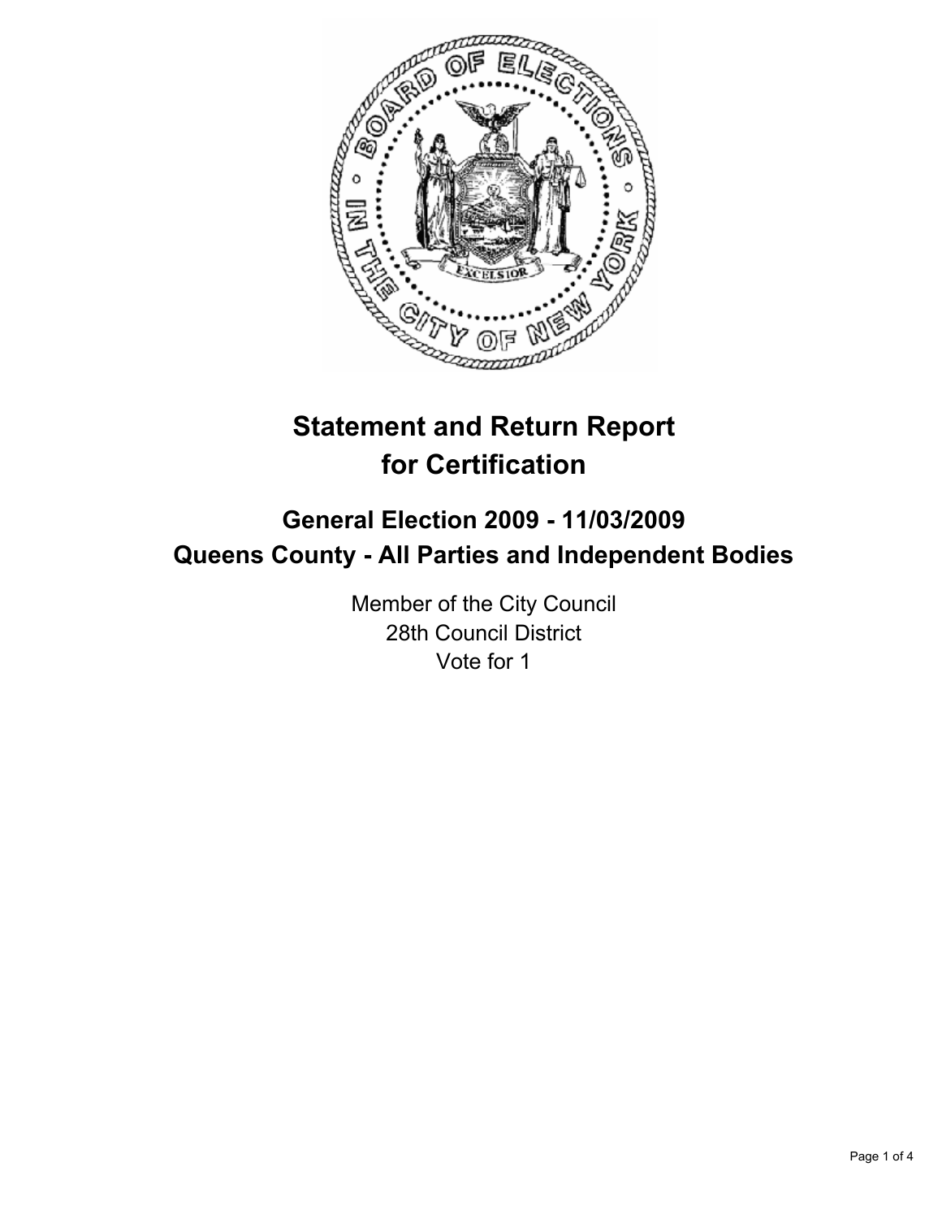# Statement and Return Report for Certification

## General Election 2009 - 11/03/2009
## Queens County - All Parties and Independent Bodies

Member of the City Council
28th Council District
Vote for 1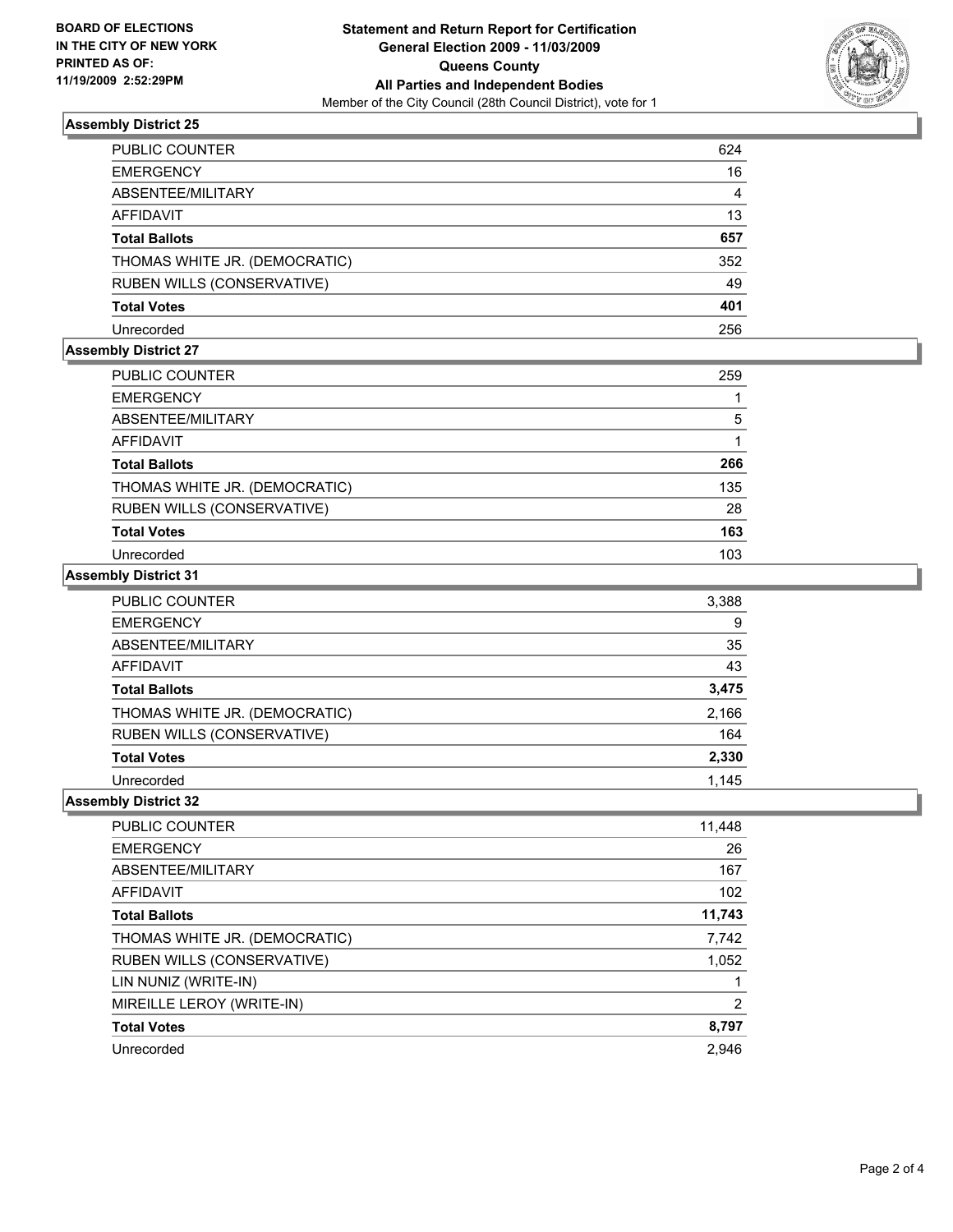**BOARD OF ELECTIONS IN THE CITY OF NEW YORK PRINTED AS OF: 11/19/2009 2:52:29PM**

# Statement and Return Report for Certification General Election 2009 - 11/03/2009 Queens County All Parties and Independent Bodies

Member of the City Council (28th Council District), vote for 1

## Assembly District 25

| | |
|---|---|
| PUBLIC COUNTER | 624 |
| EMERGENCY | 16 |
| ABSENTEE/MILITARY | 4 |
| AFFIDAVIT | 13 |
| **Total Ballots** | **657** |
| THOMAS WHITE JR. (DEMOCRATIC) | 352 |
| RUBEN WILLS (CONSERVATIVE) | 49 |
| **Total Votes** | **401** |
| Unrecorded | 256 |

## Assembly District 27

| | |
|---|---|
| PUBLIC COUNTER | 259 |
| EMERGENCY | 1 |
| ABSENTEE/MILITARY | 5 |
| AFFIDAVIT | 1 |
| **Total Ballots** | **266** |
| THOMAS WHITE JR. (DEMOCRATIC) | 135 |
| RUBEN WILLS (CONSERVATIVE) | 28 |
| **Total Votes** | **163** |
| Unrecorded | 103 |

## Assembly District 31

| | |
|---|---|
| PUBLIC COUNTER | 3,388 |
| EMERGENCY | 9 |
| ABSENTEE/MILITARY | 35 |
| AFFIDAVIT | 43 |
| **Total Ballots** | **3,475** |
| THOMAS WHITE JR. (DEMOCRATIC) | 2,166 |
| RUBEN WILLS (CONSERVATIVE) | 164 |
| **Total Votes** | **2,330** |
| Unrecorded | 1,145 |

## Assembly District 32

| | |
|---|---|
| PUBLIC COUNTER | 11,448 |
| EMERGENCY | 26 |
| ABSENTEE/MILITARY | 167 |
| AFFIDAVIT | 102 |
| **Total Ballots** | **11,743** |
| THOMAS WHITE JR. (DEMOCRATIC) | 7,742 |
| RUBEN WILLS (CONSERVATIVE) | 1,052 |
| LIN NUNIZ (WRITE-IN) | 1 |
| MIREILLE LEROY (WRITE-IN) | 2 |
| **Total Votes** | **8,797** |
| Unrecorded | 2,946 |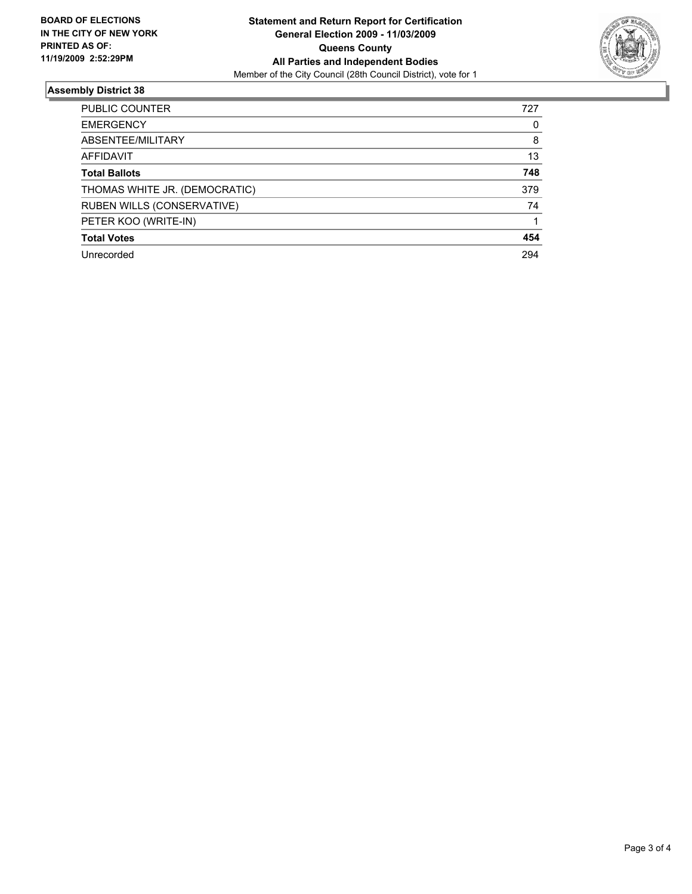BOARD OF ELECTIONS
IN THE CITY OF NEW YORK
PRINTED AS OF:
11/19/2009 2:52:29PM

**Statement and Return Report for Certification**
**General Election 2009 - 11/03/2009**
**Queens County**
**All Parties and Independent Bodies**
Member of the City Council (28th Council District), vote for 1

## Assembly District 38

| | |
|---|---|
| PUBLIC COUNTER | 727 |
| EMERGENCY | 0 |
| ABSENTEE/MILITARY | 8 |
| AFFIDAVIT | 13 |
| **Total Ballots** | **748** |
| THOMAS WHITE JR. (DEMOCRATIC) | 379 |
| RUBEN WILLS (CONSERVATIVE) | 74 |
| PETER KOO (WRITE-IN) | 1 |
| **Total Votes** | **454** |
| Unrecorded | 294 |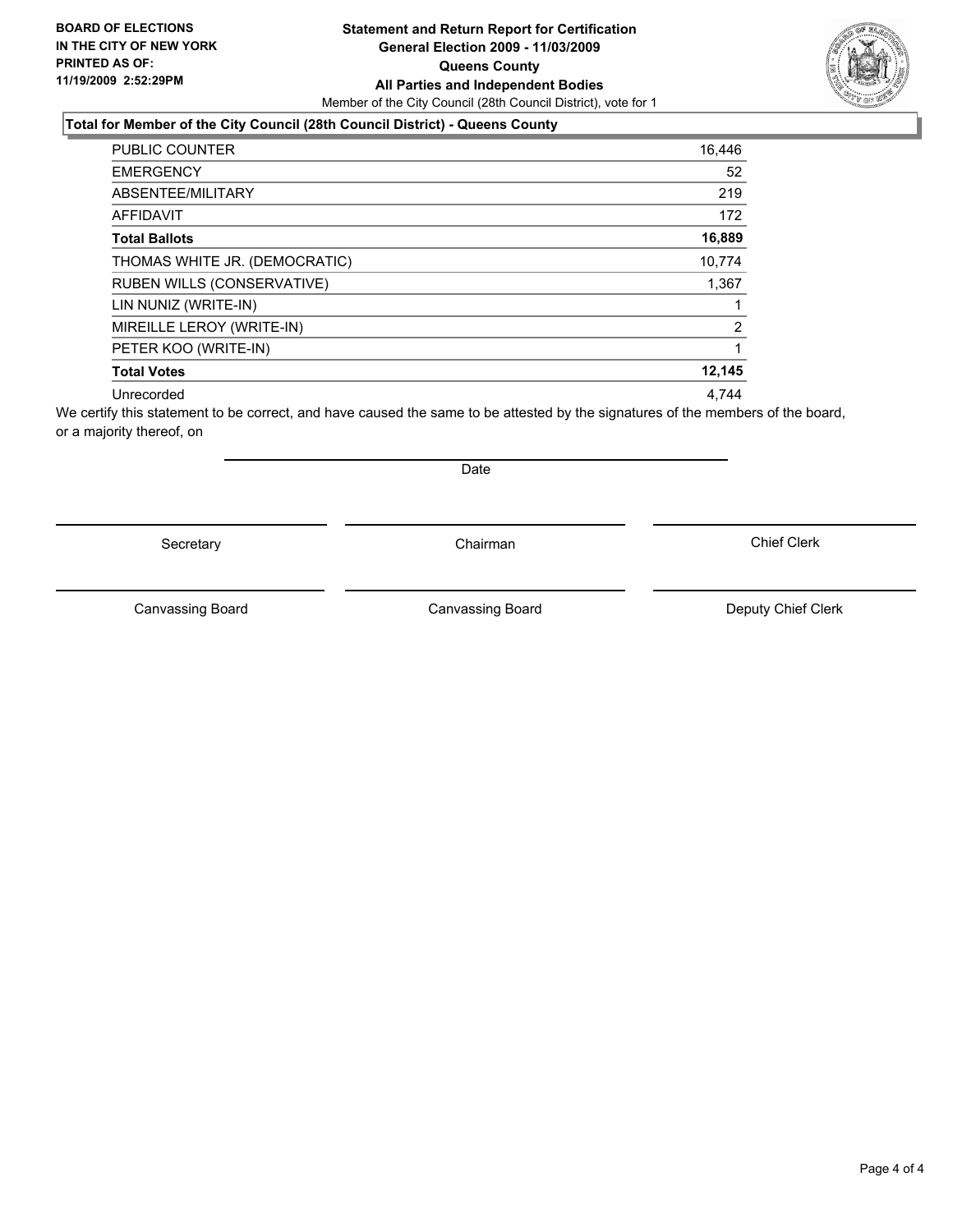**BOARD OF ELECTIONS IN THE CITY OF NEW YORK PRINTED AS OF: 11/19/2009 2:52:29PM**

# Statement and Return Report for Certification
## General Election 2009 - 11/03/2009
## Queens County
## All Parties and Independent Bodies

Member of the City Council (28th Council District), vote for 1

### Total for Member of the City Council (28th Council District) - Queens County

| | |
|---|---|
| PUBLIC COUNTER | 16,446 |
| EMERGENCY | 52 |
| ABSENTEE/MILITARY | 219 |
| AFFIDAVIT | 172 |
| **Total Ballots** | **16,889** |
| THOMAS WHITE JR. (DEMOCRATIC) | 10,774 |
| RUBEN WILLS (CONSERVATIVE) | 1,367 |
| LIN NUNIZ (WRITE-IN) | 1 |
| MIREILLE LEROY (WRITE-IN) | 2 |
| PETER KOO (WRITE-IN) | 1 |
| **Total Votes** | **12,145** |
| Unrecorded | 4,744 |

We certify this statement to be correct, and have caused the same to be attested by the signatures of the members of the board, or a majority thereof, on

Date

Secretary

Chairman

Chief Clerk

Canvassing Board

Canvassing Board

Deputy Chief Clerk